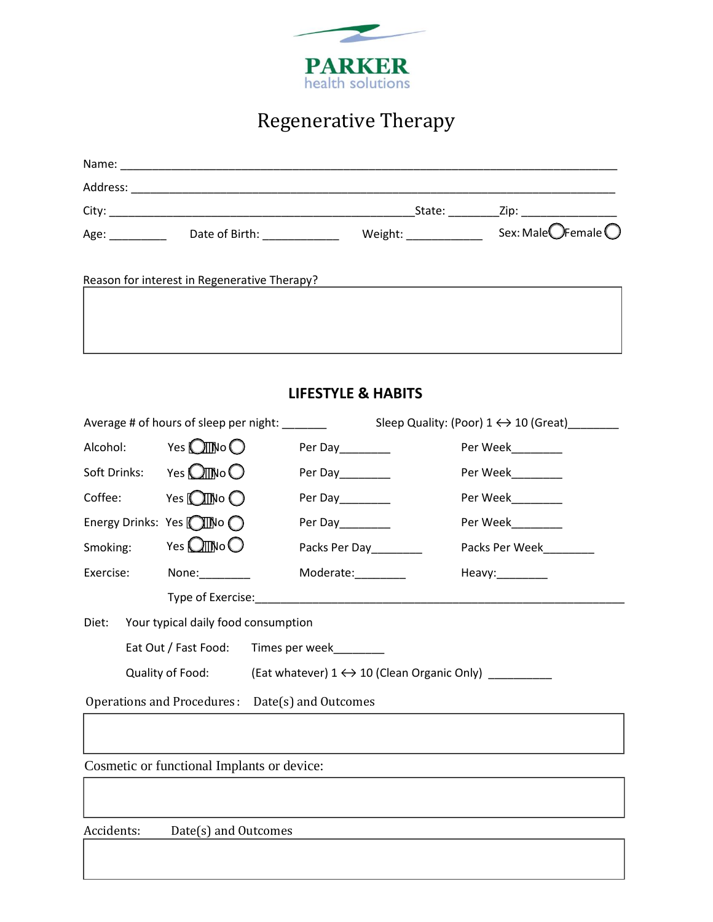PARKER
health solutions

# Regenerative Therapy

Name: ___________________________________________________________________________

Address: _________________________________________________________________________

City: ______________________________________________ State: ________ Zip: _______________

Age: _________ Date of Birth: ____________ Weight: ____________ Sex: Male ◯ Female ◯

Reason for interest in Regenerative Therapy?

## LIFESTYLE & HABITS

Average # of hours of sleep per night: _______ Sleep Quality: (Poor) 1 ↔ 10 (Great)________

| | | | |
|---|---|---|---|
| Alcohol: | Yes ◯ No ◯ | Per Day________ | Per Week________ |
| Soft Drinks: | Yes ◯ No ◯ | Per Day________ | Per Week________ |
| Coffee: | Yes ◯ No ◯ | Per Day________ | Per Week________ |
| Energy Drinks: | Yes ◯ No ◯ | Per Day________ | Per Week________ |
| Smoking: | Yes ◯ No ◯ | Packs Per Day________ | Packs Per Week________ |
| Exercise: | None:________ | Moderate:________ | Heavy:________ |

Type of Exercise:___________________________________________________________

Diet: Your typical daily food consumption

Eat Out / Fast Food: Times per week________

Quality of Food: (Eat whatever) 1 ↔ 10 (Clean Organic Only) __________

Operations and Procedures: Date(s) and Outcomes

Cosmetic or functional Implants or device:

Accidents: Date(s) and Outcomes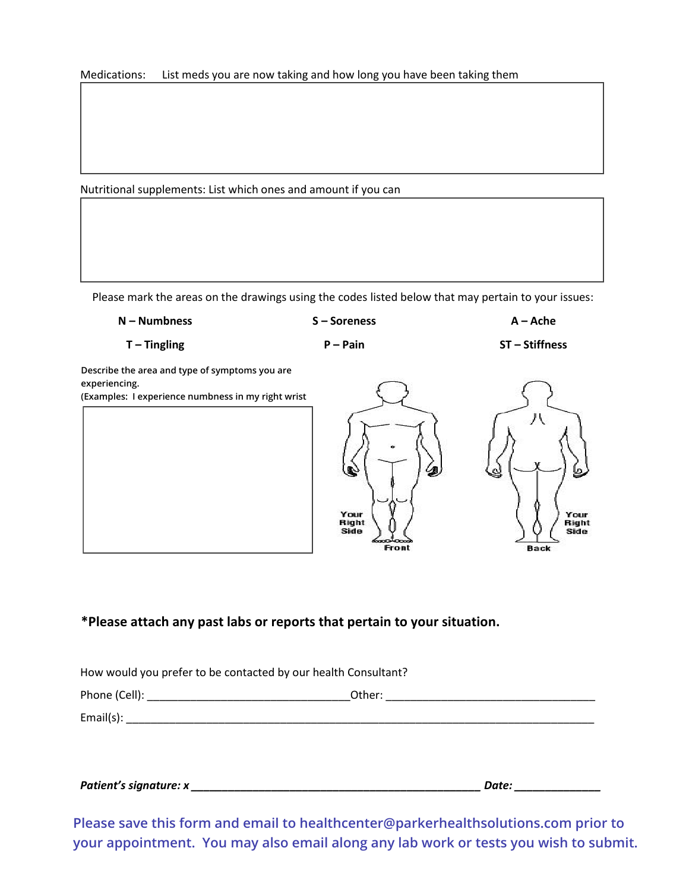Medications: List meds you are now taking and how long you have been taking them

Nutritional supplements: List which ones and amount if you can

Please mark the areas on the drawings using the codes listed below that may pertain to your issues:

**N – Numbness** **S – Soreness** **A – Ache**

**T – Tingling** **P – Pain** **ST – Stiffness**

Describe the area and type of symptoms you are experiencing.
(Examples: I experience numbness in my right wrist

Your Right Side

Front

Your Right Side

Back

**\*Please attach any past labs or reports that pertain to your situation.**

How would you prefer to be contacted by our health Consultant?

Phone (Cell): _________________________________ Other: __________________________________

Email(s): ______________________________________________________________________________

***Patient's signature: x _______________________________________________ Date: ______________***

Please save this form and email to healthcenter@parkerhealthsolutions.com prior to your appointment. You may also email along any lab work or tests you wish to submit.